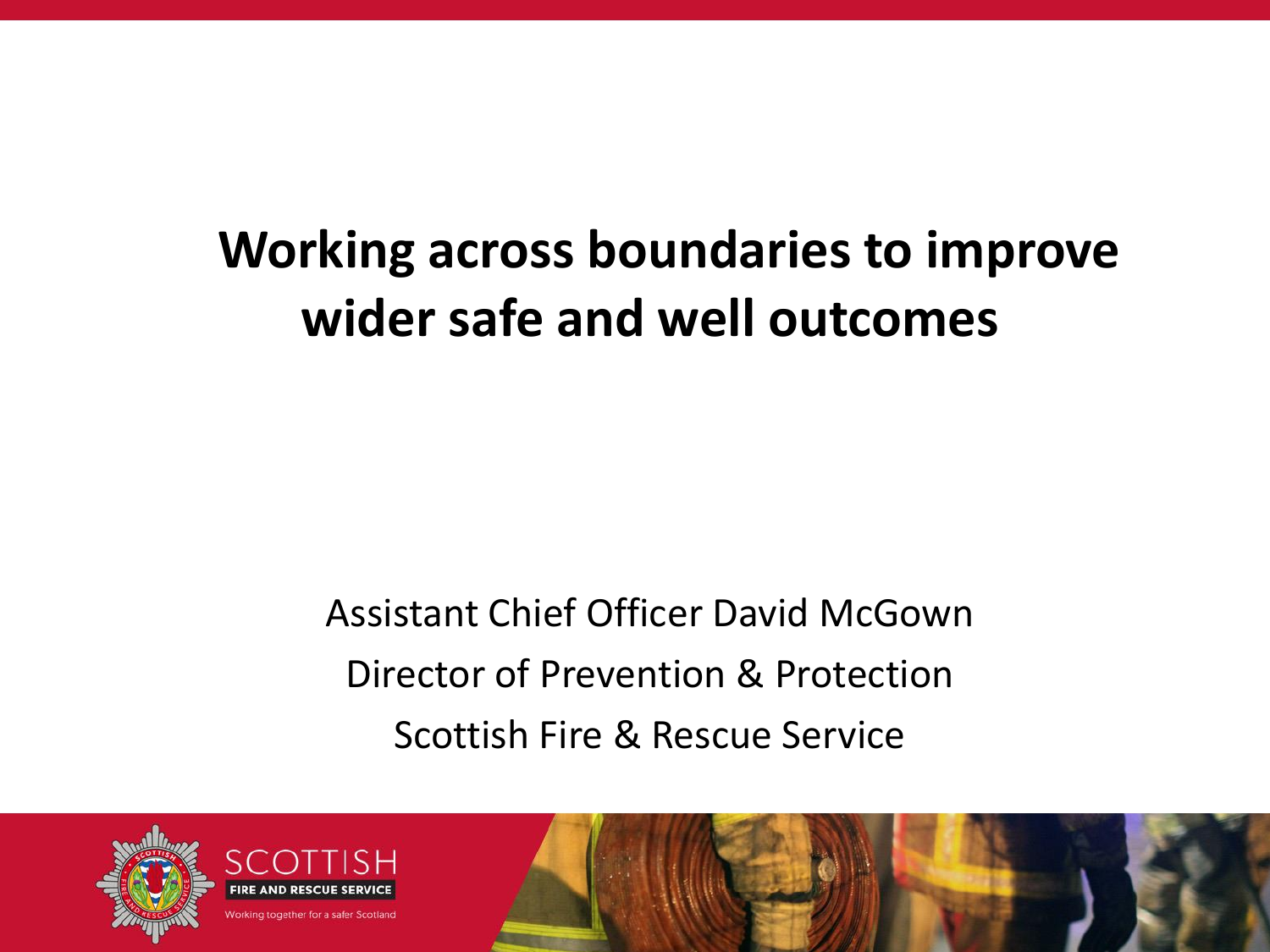# Working across boundaries to improve wider safe and well outcomes

Assistant Chief Officer David McGown

Director of Prevention & Protection

Scottish Fire & Rescue Service

SCOTTISH FIRE AND RESCUE SERVICE

Working together for a safer Scotland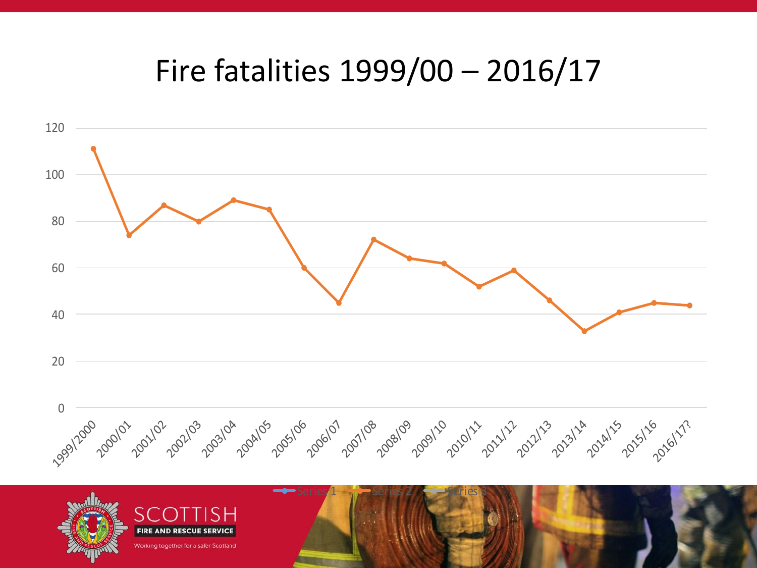# Fire fatalities 1999/00 – 2016/17

| Year | Fire fatalities |
| --- | --- |
| 1999/2000 | 111 |
| 2000/01 | 74 |
| 2001/02 | 87 |
| 2002/03 | 80 |
| 2003/04 | 89 |
| 2004/05 | 85 |
| 2005/06 | 60 |
| 2006/07 | 45 |
| 2007/08 | 72 |
| 2008/09 | 64 |
| 2009/10 | 62 |
| 2010/11 | 52 |
| 2011/12 | 59 |
| 2012/13 | 46 |
| 2013/14 | 33 |
| 2014/15 | 41 |
| 2015/16 | 45 |
| 2016/17? | 44 |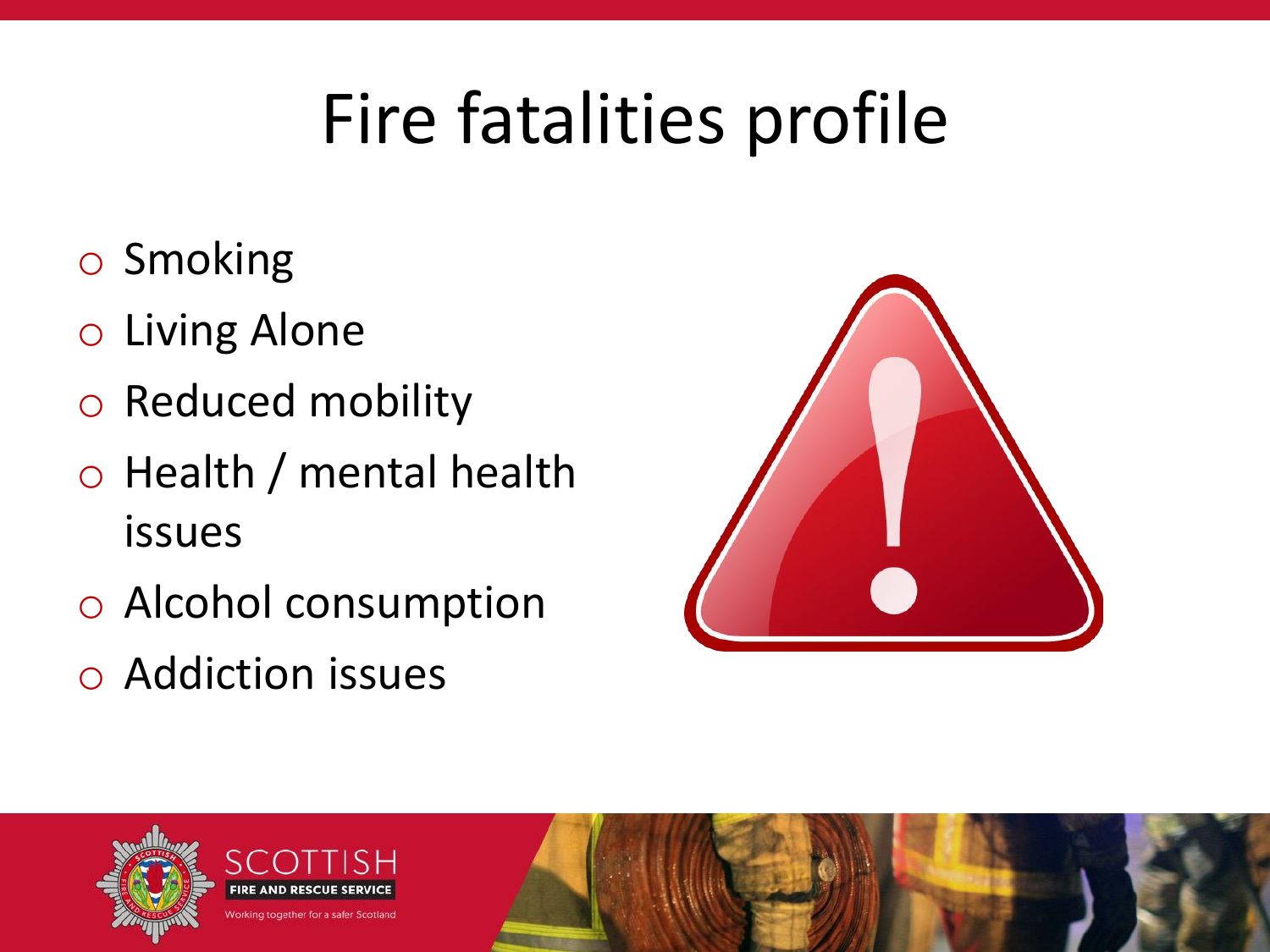# Fire fatalities profile

- Smoking
- Living Alone
- Reduced mobility
- Health / mental health issues
- Alcohol consumption
- Addiction issues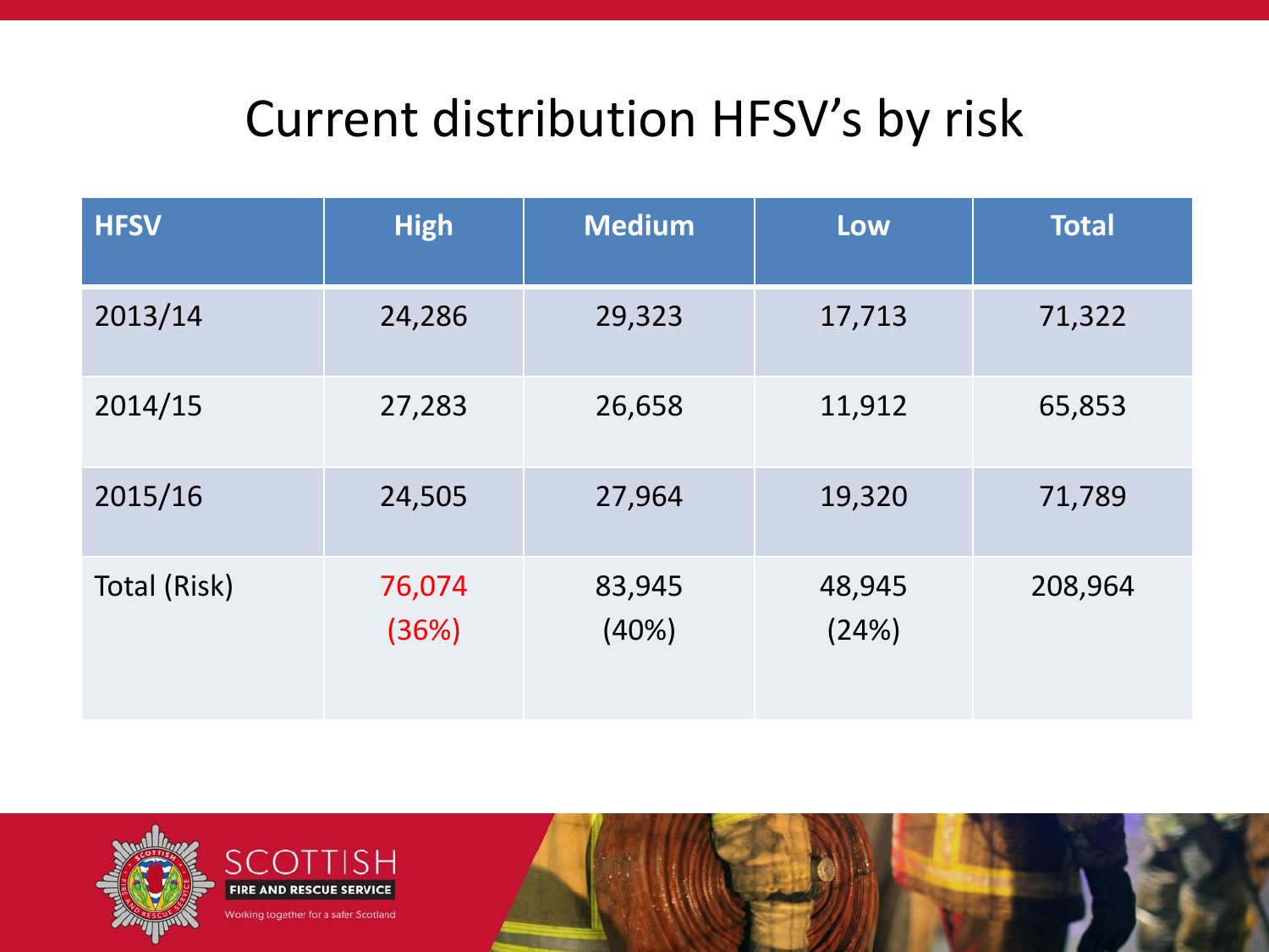# Current distribution HFSV's by risk

| HFSV | High | Medium | Low | Total |
|---|---|---|---|---|
| 2013/14 | 24,286 | 29,323 | 17,713 | 71,322 |
| 2014/15 | 27,283 | 26,658 | 11,912 | 65,853 |
| 2015/16 | 24,505 | 27,964 | 19,320 | 71,789 |
| Total (Risk) | 76,074 (36%) | 83,945 (40%) | 48,945 (24%) | 208,964 |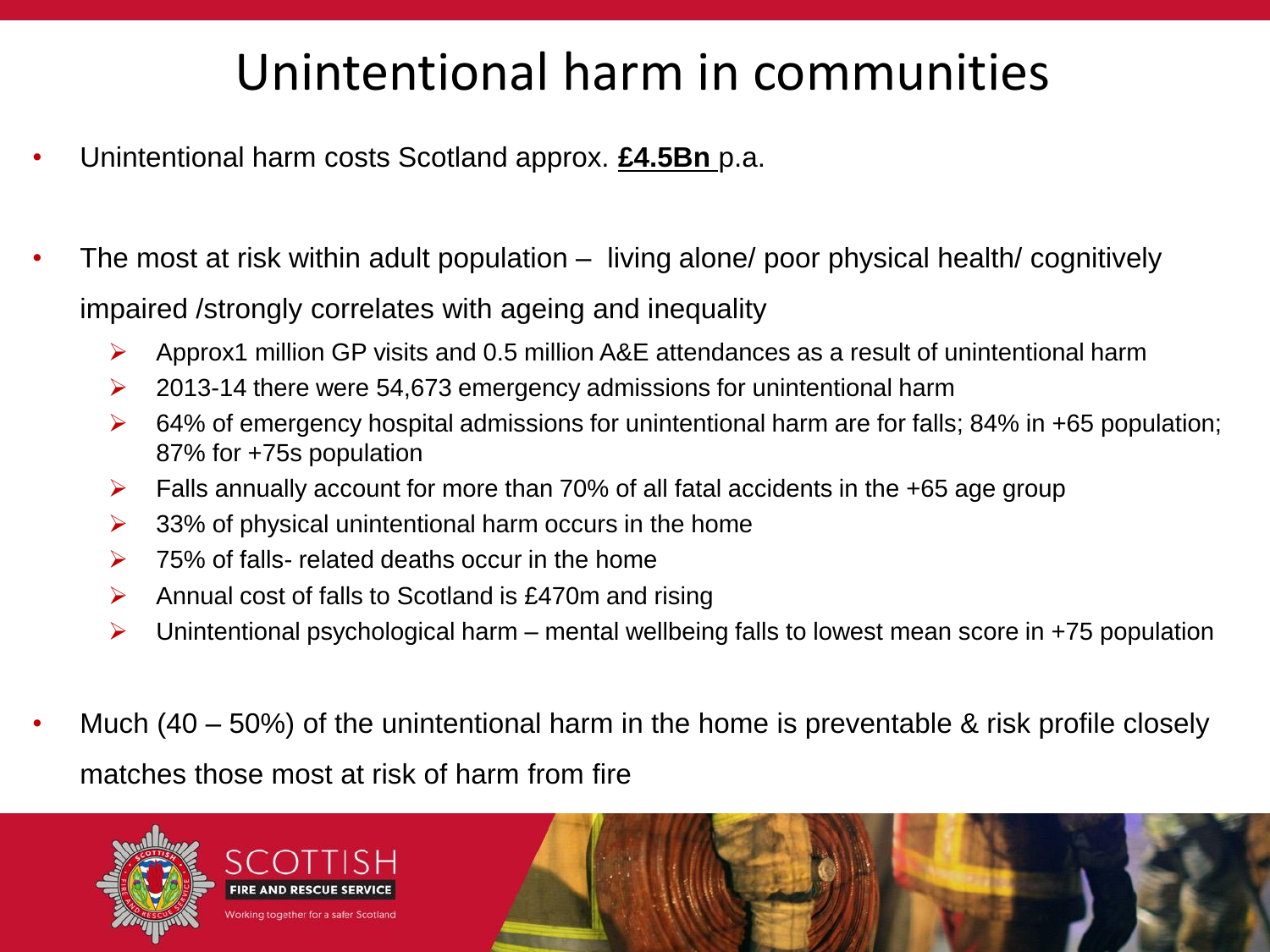# Unintentional harm in communities

- Unintentional harm costs Scotland approx. **£4.5Bn** p.a.
- The most at risk within adult population – living alone/ poor physical health/ cognitively impaired /strongly correlates with ageing and inequality
  - Approx1 million GP visits and 0.5 million A&E attendances as a result of unintentional harm
  - 2013-14 there were 54,673 emergency admissions for unintentional harm
  - 64% of emergency hospital admissions for unintentional harm are for falls; 84% in +65 population; 87% for +75s population
  - Falls annually account for more than 70% of all fatal accidents in the +65 age group
  - 33% of physical unintentional harm occurs in the home
  - 75% of falls- related deaths occur in the home
  - Annual cost of falls to Scotland is £470m and rising
  - Unintentional psychological harm – mental wellbeing falls to lowest mean score in +75 population
- Much (40 – 50%) of the unintentional harm in the home is preventable & risk profile closely matches those most at risk of harm from fire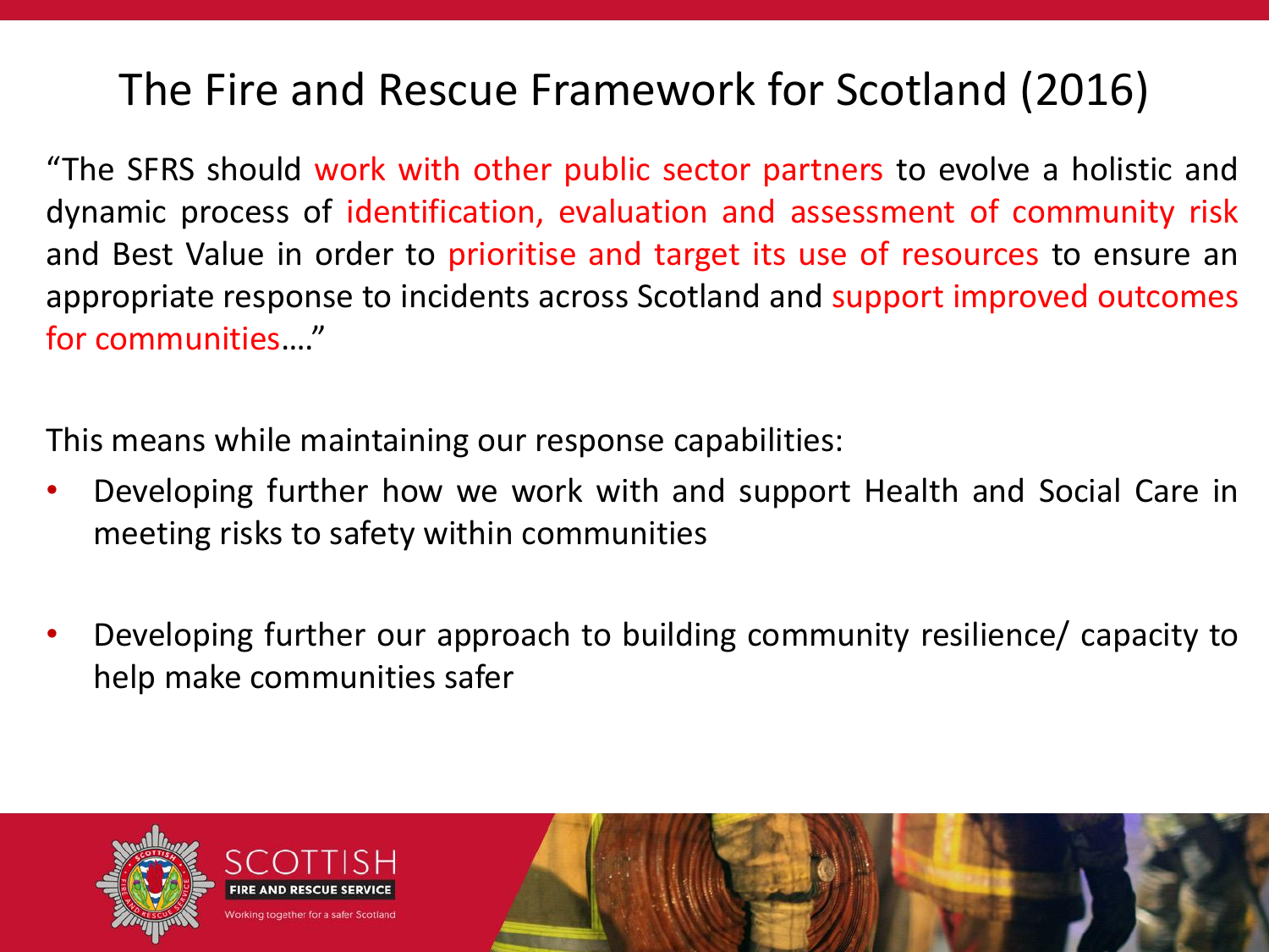# The Fire and Rescue Framework for Scotland (2016)

"The SFRS should work with other public sector partners to evolve a holistic and dynamic process of identification, evaluation and assessment of community risk and Best Value in order to prioritise and target its use of resources to ensure an appropriate response to incidents across Scotland and support improved outcomes for communities…."

This means while maintaining our response capabilities:

- Developing further how we work with and support Health and Social Care in meeting risks to safety within communities
- Developing further our approach to building community resilience/ capacity to help make communities safer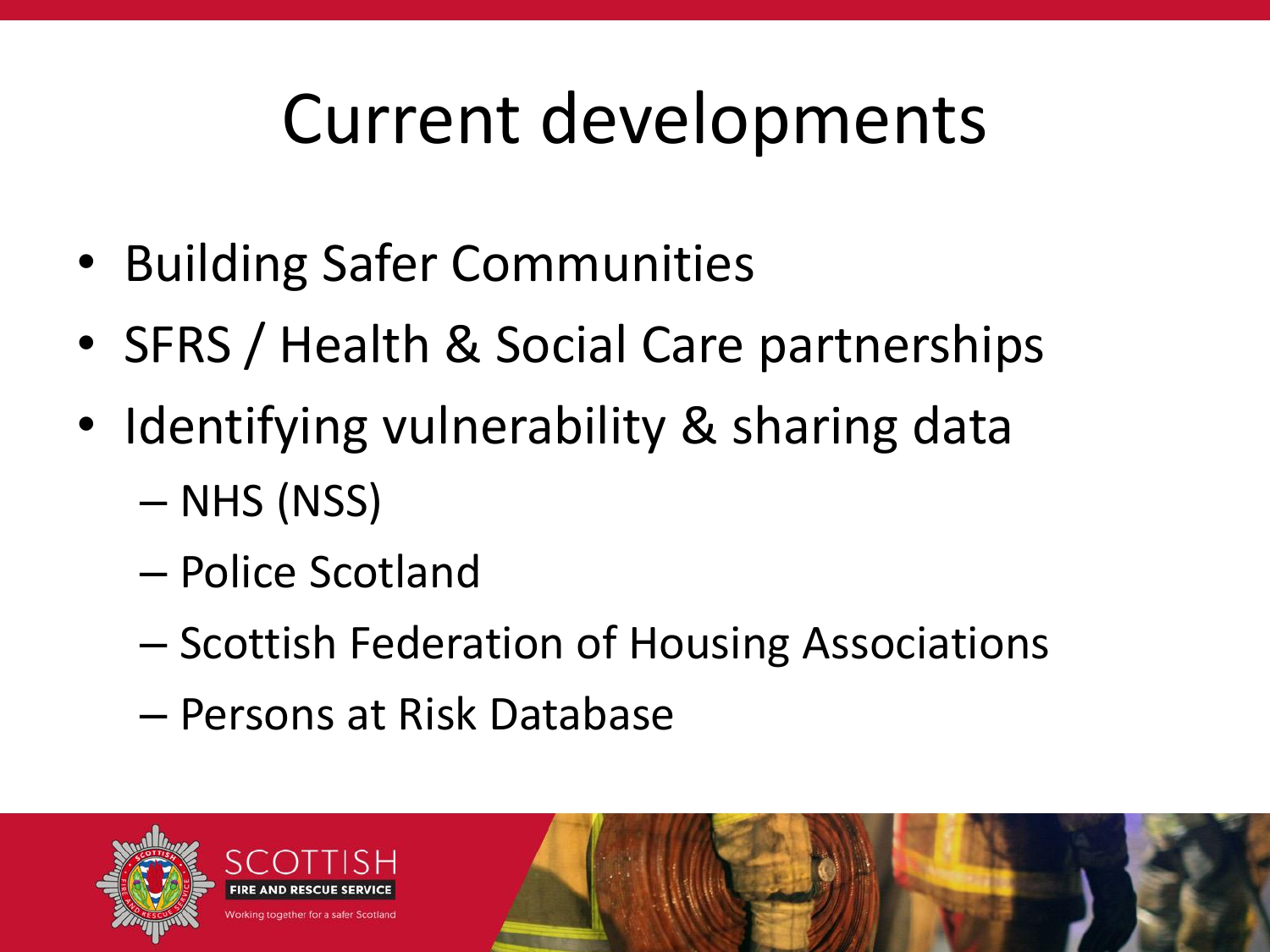# Current developments

- Building Safer Communities
- SFRS / Health & Social Care partnerships
- Identifying vulnerability & sharing data
  - NHS (NSS)
  - Police Scotland
  - Scottish Federation of Housing Associations
  - Persons at Risk Database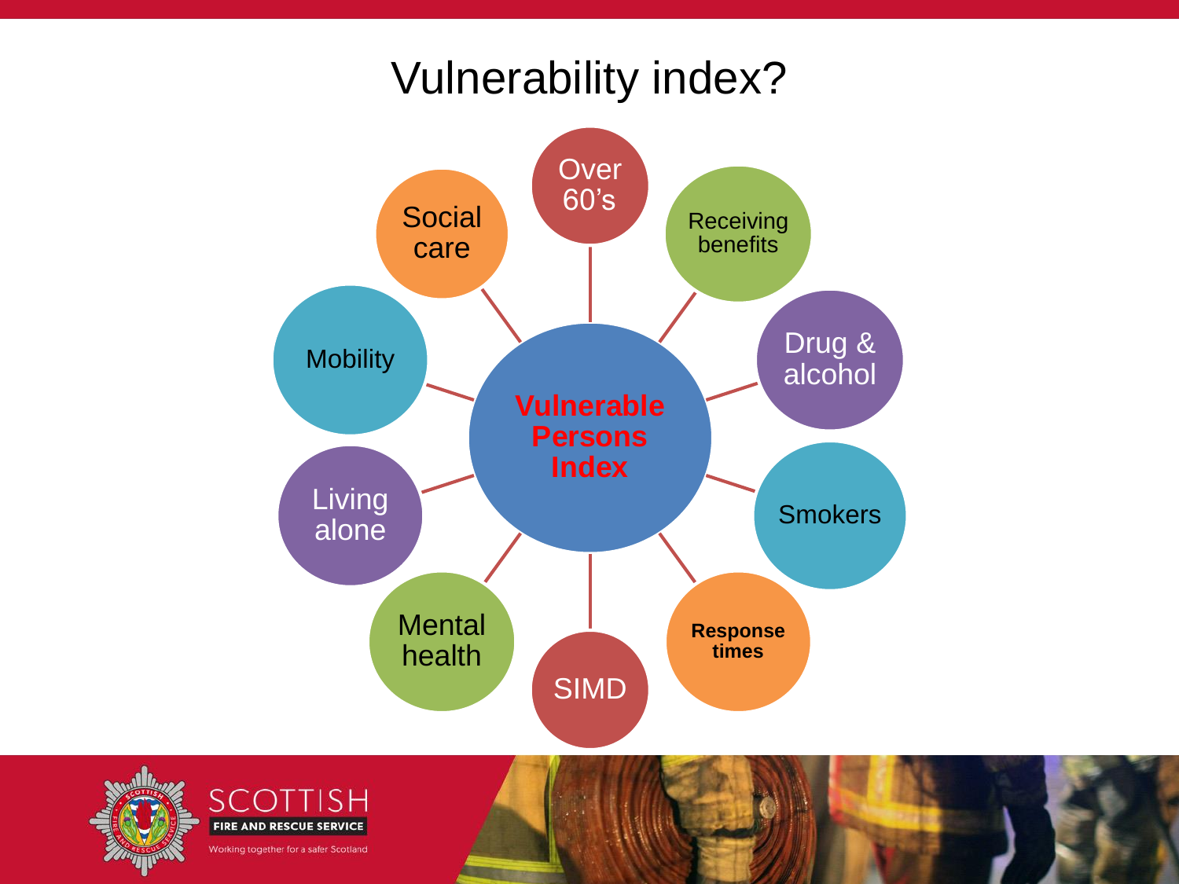# Vulnerability index?

**Vulnerable Persons Index**

- Over 60's
- Receiving benefits
- Drug & alcohol
- Smokers
- Response times
- SIMD
- Mental health
- Living alone
- Mobility
- Social care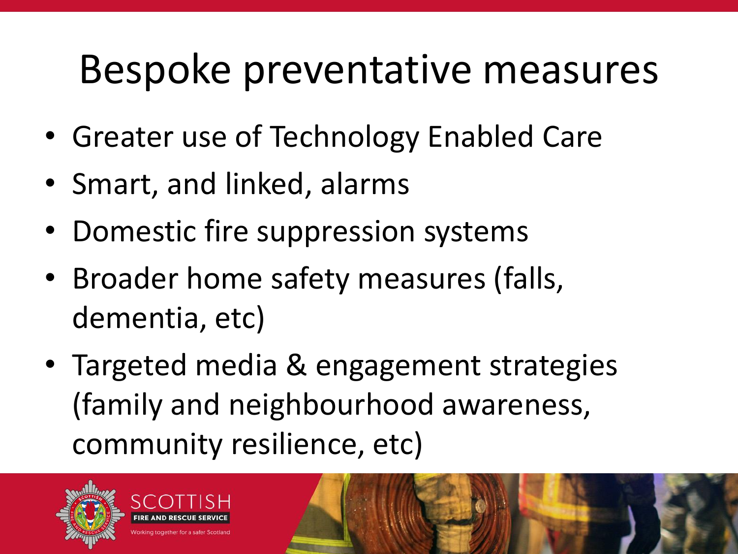# Bespoke preventative measures

- Greater use of Technology Enabled Care
- Smart, and linked, alarms
- Domestic fire suppression systems
- Broader home safety measures (falls, dementia, etc)
- Targeted media & engagement strategies (family and neighbourhood awareness, community resilience, etc)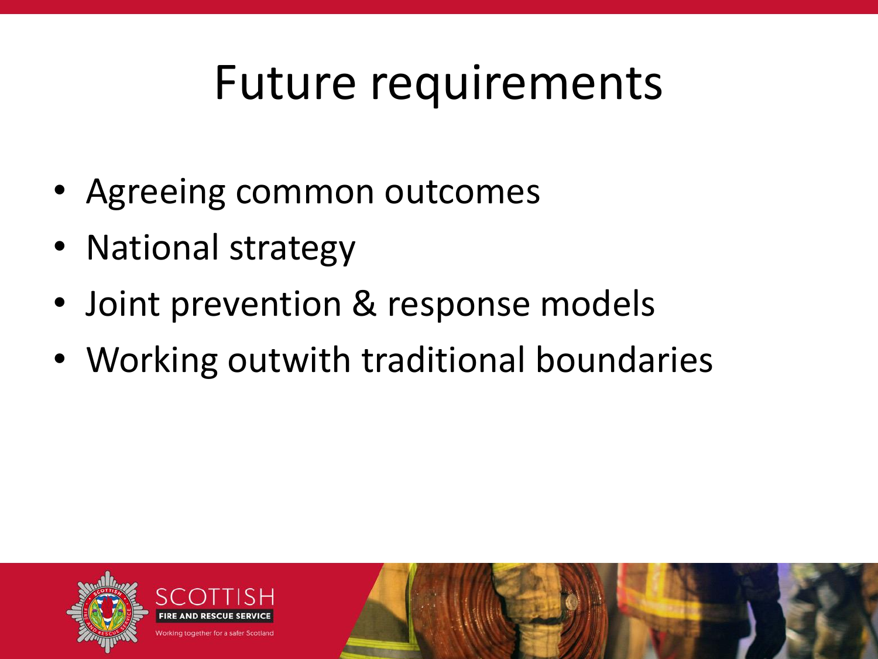# Future requirements

- Agreeing common outcomes
- National strategy
- Joint prevention & response models
- Working outwith traditional boundaries